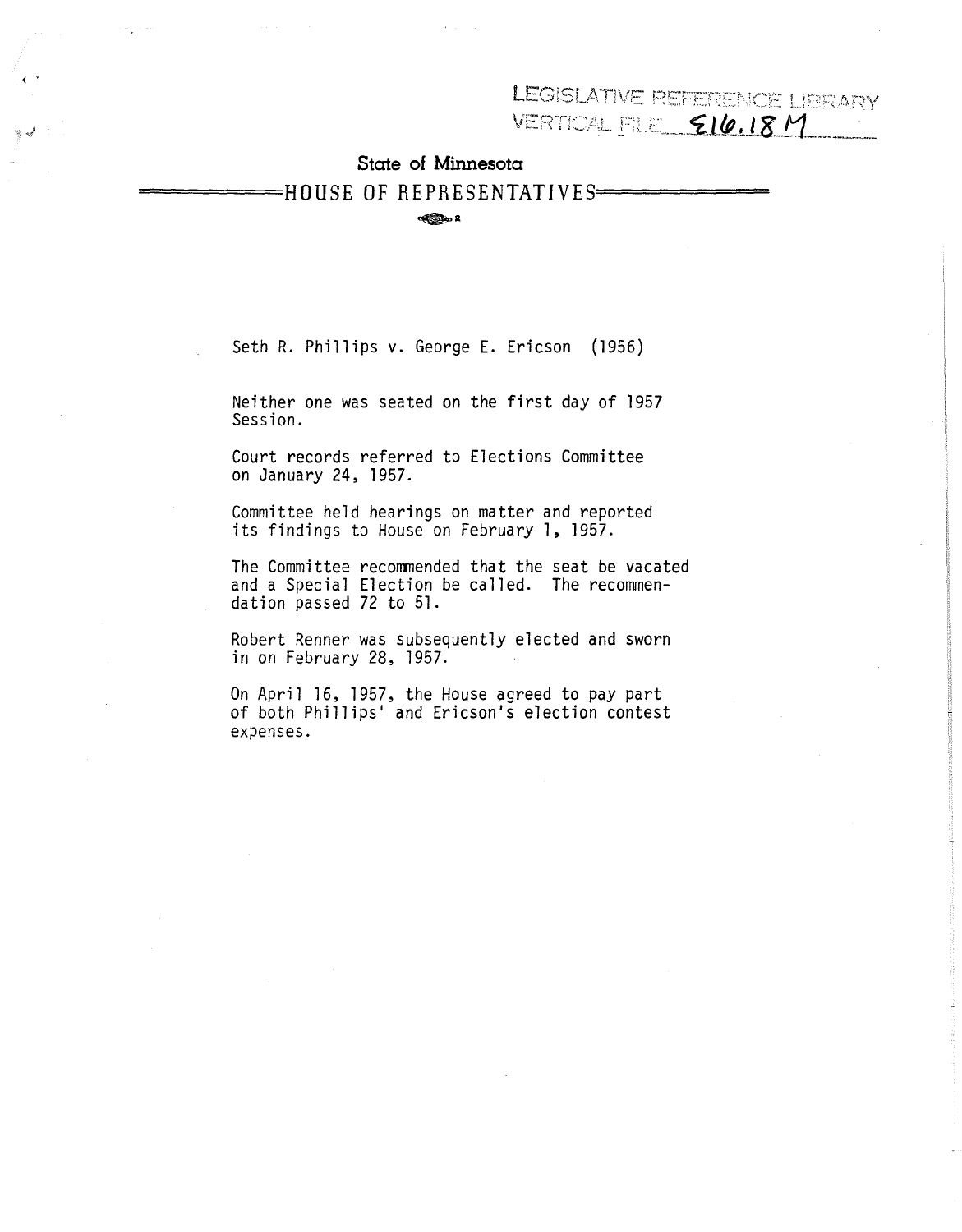LEGISLATIVE REFERENCE LIBRARY
VERTICAL FILE 516.18 M

## State of Minnesota
## HOUSE OF REPRESENTATIVES

Seth R. Phillips v. George E. Ericson (1956)

Neither one was seated on the first day of 1957 Session.

Court records referred to Elections Committee on January 24, 1957.

Committee held hearings on matter and reported its findings to House on February 1, 1957.

The Committee recommended that the seat be vacated and a Special Election be called. The recommendation passed 72 to 51.

Robert Renner was subsequently elected and sworn in on February 28, 1957.

On April 16, 1957, the House agreed to pay part of both Phillips' and Ericson's election contest expenses.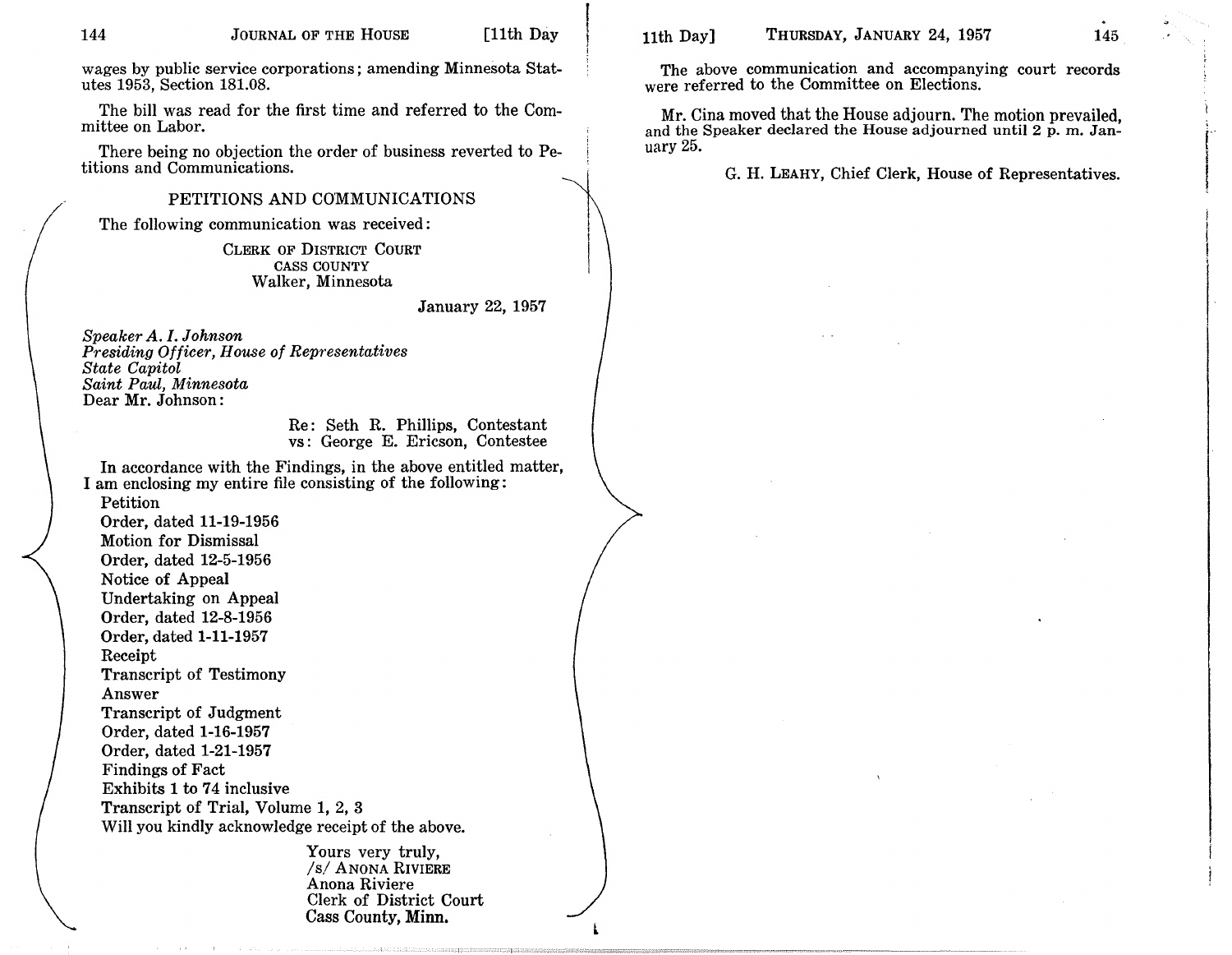wages by public service corporations; amending Minnesota Statutes 1953, Section 181.08.

The bill was read for the first time and referred to the Committee on Labor.

There being no objection the order of business reverted to Petitions and Communications.

## PETITIONS AND COMMUNICATIONS

The following communication was received:

CLERK OF DISTRICT COURT
CASS COUNTY
Walker, Minnesota

January 22, 1957

*Speaker A. I. Johnson*
*Presiding Officer, House of Representatives*
*State Capitol*
*Saint Paul, Minnesota*
Dear Mr. Johnson:

Re: Seth R. Phillips, Contestant
vs: George E. Ericson, Contestee

In accordance with the Findings, in the above entitled matter, I am enclosing my entire file consisting of the following:

Petition
Order, dated 11-19-1956
Motion for Dismissal
Order, dated 12-5-1956
Notice of Appeal
Undertaking on Appeal
Order, dated 12-8-1956
Order, dated 1-11-1957
Receipt
Transcript of Testimony
Answer
Transcript of Judgment
Order, dated 1-16-1957
Order, dated 1-21-1957
Findings of Fact
Exhibits 1 to 74 inclusive
Transcript of Trial, Volume 1, 2, 3

Will you kindly acknowledge receipt of the above.

Yours very truly,
/s/ ANONA RIVIERE
Anona Riviere
Clerk of District Court
Cass County, Minn.

The above communication and accompanying court records were referred to the Committee on Elections.

Mr. Cina moved that the House adjourn. The motion prevailed, and the Speaker declared the House adjourned until 2 p. m. January 25.

G. H. LEAHY, Chief Clerk, House of Representatives.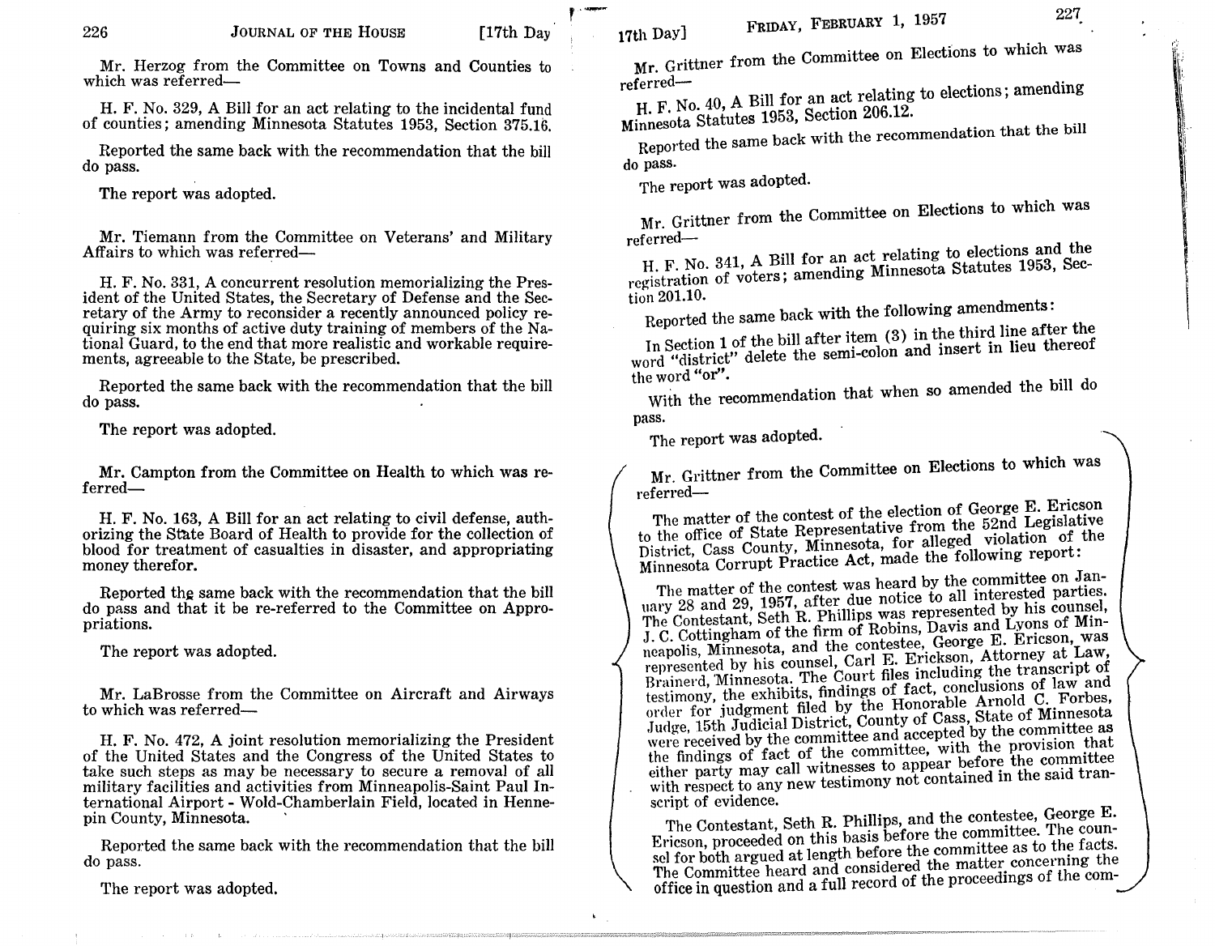Mr. Herzog from the Committee on Towns and Counties to which was referred—

H. F. No. 329, A Bill for an act relating to the incidental fund of counties; amending Minnesota Statutes 1953, Section 375.16.

Reported the same back with the recommendation that the bill do pass.

The report was adopted.

Mr. Tiemann from the Committee on Veterans' and Military Affairs to which was referred—

H. F. No. 331, A concurrent resolution memorializing the President of the United States, the Secretary of Defense and the Secretary of the Army to reconsider a recently announced policy requiring six months of active duty training of members of the National Guard, to the end that more realistic and workable requirements, agreeable to the State, be prescribed.

Reported the same back with the recommendation that the bill do pass.

The report was adopted.

Mr. Campton from the Committee on Health to which was referred—

H. F. No. 163, A Bill for an act relating to civil defense, authorizing the State Board of Health to provide for the collection of blood for treatment of casualties in disaster, and appropriating money therefor.

Reported the same back with the recommendation that the bill do pass and that it be re-referred to the Committee on Appropriations.

The report was adopted.

Mr. LaBrosse from the Committee on Aircraft and Airways to which was referred—

H. F. No. 472, A joint resolution memorializing the President of the United States and the Congress of the United States to take such steps as may be necessary to secure a removal of all military facilities and activities from Minneapolis-Saint Paul International Airport - Wold-Chamberlain Field, located in Hennepin County, Minnesota.

Reported the same back with the recommendation that the bill do pass.

The report was adopted.

Mr. Grittner from the Committee on Elections to which was referred—

H. F. No. 40, A Bill for an act relating to elections; amending Minnesota Statutes 1953, Section 206.12.

Reported the same back with the recommendation that the bill do pass.

The report was adopted.

Mr. Grittner from the Committee on Elections to which was referred—

H. F. No. 341, A Bill for an act relating to elections and the registration of voters; amending Minnesota Statutes 1953, Section 201.10.

Reported the same back with the following amendments:

In Section 1 of the bill after item (3) in the third line after the word "district" delete the semi-colon and insert in lieu thereof the word "or".

With the recommendation that when so amended the bill do pass.

The report was adopted.

Mr. Grittner from the Committee on Elections to which was referred—

The matter of the contest of the election of George E. Ericson to the office of State Representative from the 52nd Legislative District, Cass County, Minnesota, for alleged violation of the Minnesota Corrupt Practice Act, made the following report:

The matter of the contest was heard by the committee on January 28 and 29, 1957, after due notice to all interested parties. The Contestant, Seth R. Phillips was represented by his counsel, J. C. Cottingham of the firm of Robins, Davis and Lyons of Minneapolis, Minnesota, and the contestee, George E. Ericson, was represented by his counsel, Carl E. Erickson, Attorney at Law, Brainerd, Minnesota. The Court files including the transcript of testimony, the exhibits, findings of fact, conclusions of law and order for judgment filed by the Honorable Arnold C. Forbes, Judge, 15th Judicial District, County of Cass, State of Minnesota were received by the committee and accepted by the committee as the findings of fact of the committee, with the provision that either party may call witnesses to appear before the committee with respect to any new testimony not contained in the said transcript of evidence.

The Contestant, Seth R. Phillips, and the contestee, George E. Ericson, proceeded on this basis before the committee. The counsel for both argued at length before the committee as to the facts. The Committee heard and considered the matter concerning the office in question and a full record of the proceedings of the com-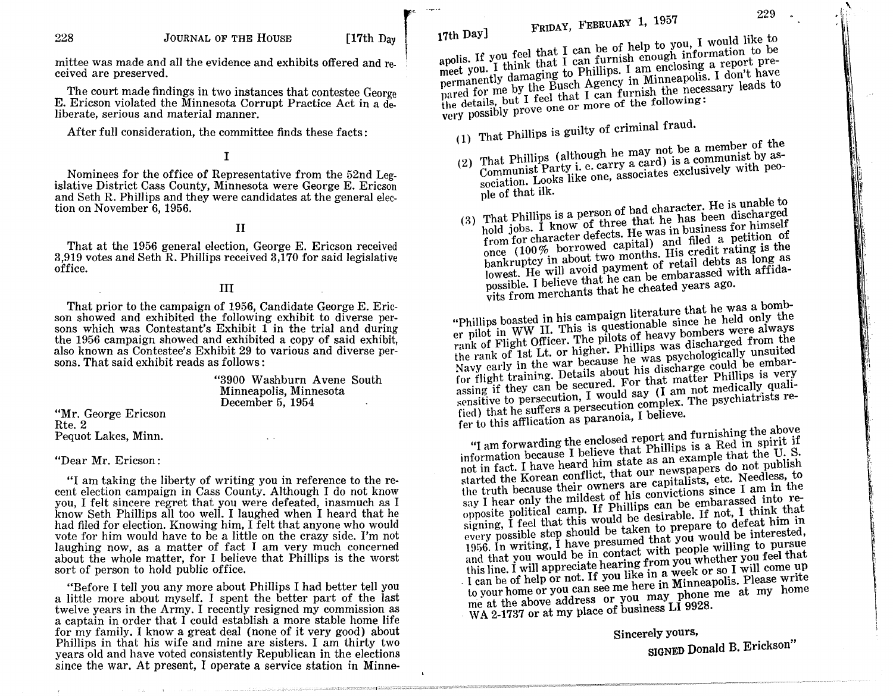mittee was made and all the evidence and exhibits offered and received are preserved.

The court made findings in two instances that contestee George E. Ericson violated the Minnesota Corrupt Practice Act in a deliberate, serious and material manner.

After full consideration, the committee finds these facts:

I

Nominees for the office of Representative from the 52nd Legislative District Cass County, Minnesota were George E. Ericson and Seth R. Phillips and they were candidates at the general election on November 6, 1956.

II

That at the 1956 general election, George E. Ericson received 3,919 votes and Seth R. Phillips received 3,170 for said legislative office.

III

That prior to the campaign of 1956, Candidate George E. Ericson showed and exhibited the following exhibit to diverse persons which was Contestant's Exhibit 1 in the trial and during the 1956 campaign showed and exhibited a copy of said exhibit, also known as Contestee's Exhibit 29 to various and diverse persons. That said exhibit reads as follows:

"3900 Washburn Avene South
Minneapolis, Minnesota
December 5, 1954

"Mr. George Ericson
Rte. 2
Pequot Lakes, Minn.

"Dear Mr. Ericson:

"I am taking the liberty of writing you in reference to the recent election campaign in Cass County. Although I do not know you, I felt sincere regret that you were defeated, inasmuch as I know Seth Phillips all too well. I laughed when I heard that he had filed for election. Knowing him, I felt that anyone who would vote for him would have to be a little on the crazy side. I'm not laughing now, as a matter of fact I am very much concerned about the whole matter, for I believe that Phillips is the worst sort of person to hold public office.

"Before I tell you any more about Phillips I had better tell you a little more about myself. I spent the better part of the last twelve years in the Army. I recently resigned my commission as a captain in order that I could establish a more stable home life for my family. I know a great deal (none of it very good) about Phillips in that his wife and mine are sisters. I am thirty two years old and have voted consistently Republican in the elections since the war. At present, I operate a service station in Minneapolis. If you feel that I can be of help to you, I would like to meet you. I think that I can furnish enough information to be permanently damaging to Phillips. I am enclosing a report prepared for me by the Busch Agency in Minneapolis. I don't have the details, but I feel that I can furnish the necessary leads to very possibly prove one or more of the following:

(1) That Phillips is guilty of criminal fraud.

(2) That Phillips (although he may not be a member of the Communist Party i. e. carry a card) is a communist by association. Looks like one, associates exclusively with people of that ilk.

(3) That Phillips is a person of bad character. He is unable to hold jobs. I know of three that he has been discharged from for character defects. He was in business for himself once (100% borrowed capital) and filed a petition of bankruptcy in about two months. His credit rating is the lowest. He will avoid payment of retail debts as long as possible. I believe that he can be embarassed with affidavits from merchants that he cheated years ago.

"Phillips boasted in his campaign literature that he was a bomber pilot in WW II. This is questionable since he held only the rank of Flight Officer. The pilots of heavy bombers were always the rank of 1st Lt. or higher. Phillips was discharged from the Navy early in the war because he was psychologically unsuited for flight training. Details about his discharge could be embarassing if they can be secured. For that matter Phillips is very sensitive to persecution, I would say (I am not medically qualified) that he suffers a persecution complex. The psychiatrists refer to this afflication as paranoia, I believe.

"I am forwarding the enclosed report and furnishing the above information because I believe that Phillips is a Red in spirit if not in fact. I have heard him state as an example that the U. S. started the Korean conflict, that our newspapers do not publish the truth because their owners are capitalists, etc. Needless, to say I hear only the mildest of his convictions since I am in the opposite political camp. If Phillips can be embarassed into resigning, I feel that this would be desirable. If not, I think that every possible step should be taken to prepare to defeat him in 1956. In writing, I have presumed that you would be interested, and that you would be in contact with people willing to pursue this line. I will appreciate hearing from you whether you feel that I can be of help or not. If you like in a week or so I will come up to your home or you can see me here in Minneapolis. Please write me at the above address or you may phone me at my home WA 2-1737 or at my place of business LI 9928.

Sincerely yours,

SIGNED Donald B. Erickson"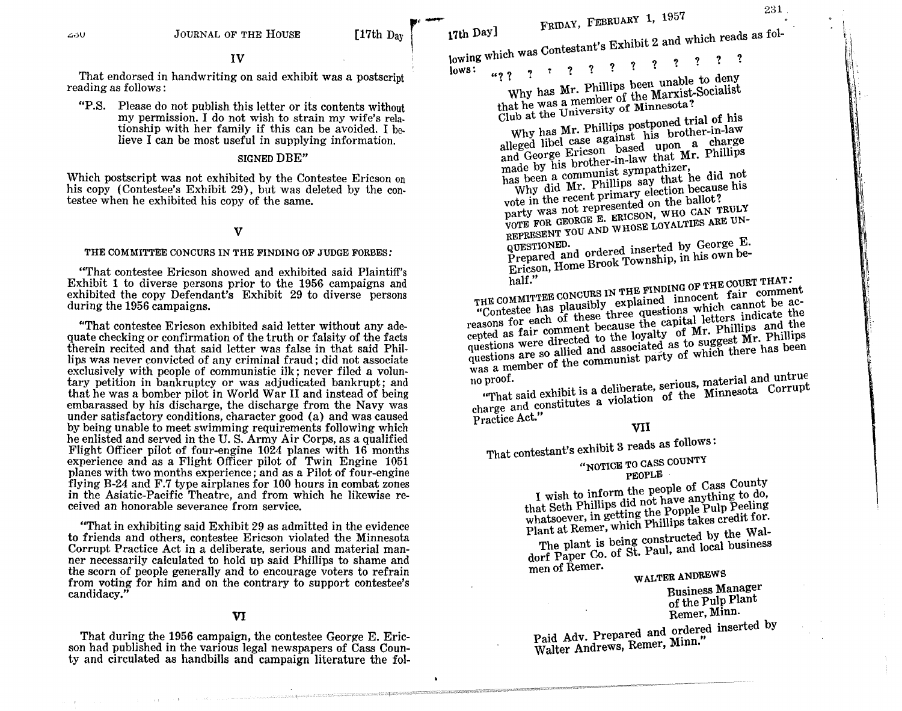## IV

That endorsed in handwriting on said exhibit was a postscript reading as follows:

"P.S. Please do not publish this letter or its contents without my permission. I do not wish to strain my wife's relationship with her family if this can be avoided. I believe I can be most useful in supplying information.

SIGNED DBE"

Which postscript was not exhibited by the Contestee Ericson on his copy (Contestee's Exhibit 29), but was deleted by the contestee when he exhibited his copy of the same.

## V

THE COMMITTEE CONCURS IN THE FINDING OF JUDGE FORBES:

"That contestee Ericson showed and exhibited said Plaintiff's Exhibit 1 to diverse persons prior to the 1956 campaigns and exhibited the copy Defendant's Exhibit 29 to diverse persons during the 1956 campaigns.

"That contestee Ericson exhibited said letter without any adequate checking or confirmation of the truth or falsity of the facts therein recited and that said letter was false in that said Phillips was never convicted of any criminal fraud; did not associate exclusively with people of communistic ilk; never filed a voluntary petition in bankruptcy or was adjudicated bankrupt; and that he was a bomber pilot in World War II and instead of being embarassed by his discharge, the discharge from the Navy was under satisfactory conditions, character good (a) and was caused by being unable to meet swimming requirements following which he enlisted and served in the U. S. Army Air Corps, as a qualified Flight Officer pilot of four-engine 1024 planes with 16 months experience and as a Flight Officer pilot of Twin Engine 1051 planes with two months experience; and as a Pilot of four-engine flying B-24 and F.7 type airplanes for 100 hours in combat zones in the Asiatic-Pacific Theatre, and from which he likewise received an honorable severance from service.

"That in exhibiting said Exhibit 29 as admitted in the evidence to friends and others, contestee Ericson violated the Minnesota Corrupt Practice Act in a deliberate, serious and material manner necessarily calculated to hold up said Phillips to shame and the scorn of people generally and to encourage voters to refrain from voting for him and on the contrary to support contestee's candidacy."

## VI

That during the 1956 campaign, the contestee George E. Ericson had published in the various legal newspapers of Cass County and circulated as handbills and campaign literature the following which was Contestant's Exhibit 2 and which reads as follows:

"? ? ? ? ? ? ? ? ? ? ? ? ?

Why has Mr. Phillips been unable to deny that he was a member of the Marxist-Socialist Club at the University of Minnesota?

Why has Mr. Phillips postponed trial of his alleged libel case against his brother-in-law and George Ericson based upon a charge made by his brother-in-law that Mr. Phillips has been a communist sympathizer,

Why did Mr. Phillips say that he did not vote in the recent primary election because his party was not represented on the ballot?

VOTE FOR GEORGE E. ERICSON, WHO CAN TRULY REPRESENT YOU AND WHOSE LOYALTIES ARE UNQUESTIONED.

Prepared and ordered inserted by George E. Ericson, Home Brook Township, in his own behalf."

THE COMMITTEE CONCURS IN THE FINDING OF THE COURT THAT:

"Contestee has plausibly explained innocent fair comment reasons for each of these three questions which cannot be accepted as fair comment because the capital letters indicate the questions were directed to the loyalty of Mr. Phillips and the questions are so allied and associated as to suggest Mr. Phillips was a member of the communist party of which there has been no proof.

"That said exhibit is a deliberate, serious, material and untrue charge and constitutes a violation of the Minnesota Corrupt Practice Act."

## VII

That contestant's exhibit 3 reads as follows:

"NOTICE TO CASS COUNTY PEOPLE

I wish to inform the people of Cass County that Seth Phillips did not have anything to do, whatsoever, in getting the Popple Pulp Peeling Plant at Remer, which Phillips takes credit for.

The plant is being constructed by the Waldorf Paper Co. of St. Paul, and local business men of Remer.

WALTER ANDREWS
Business Manager
of the Pulp Plant
Remer, Minn.

Paid Adv. Prepared and ordered inserted by Walter Andrews, Remer, Minn."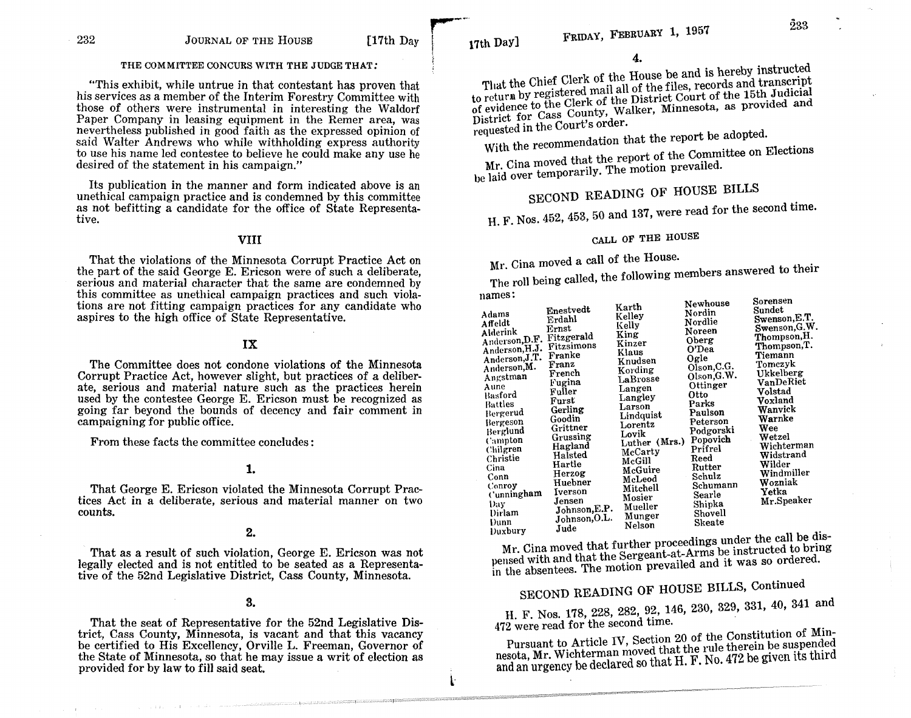THE COMMITTEE CONCURS WITH THE JUDGE THAT:

"This exhibit, while untrue in that contestant has proven that his services as a member of the Interim Forestry Committee with those of others were instrumental in interesting the Waldorf Paper Company in leasing equipment in the Remer area, was nevertheless published in good faith as the expressed opinion of said Walter Andrews who while withholding express authority to use his name led contestee to believe he could make any use he desired of the statement in his campaign."

Its publication in the manner and form indicated above is an unethical campaign practice and is condemned by this committee as not befitting a candidate for the office of State Representative.

### VIII

That the violations of the Minnesota Corrupt Practice Act on the part of the said George E. Ericson were of such a deliberate, serious and material character that the same are condemned by this committee as unethical campaign practices and such violations are not fitting campaign practices for any candidate who aspires to the high office of State Representative.

### IX

The Committee does not condone violations of the Minnesota Corrupt Practice Act, however slight, but practices of a deliberate, serious and material nature such as the practices herein used by the contestee George E. Ericson must be recognized as going far beyond the bounds of decency and fair comment in campaigning for public office.

From these facts the committee concludes:

**1.**

That George E. Ericson violated the Minnesota Corrupt Practices Act in a deliberate, serious and material manner on two counts.

**2.**

That as a result of such violation, George E. Ericson was not legally elected and is not entitled to be seated as a Representative of the 52nd Legislative District, Cass County, Minnesota.

**3.**

That the seat of Representative for the 52nd Legislative District, Cass County, Minnesota, is vacant and that this vacancy be certified to His Excellency, Orville L. Freeman, Governor of the State of Minnesota, so that he may issue a writ of election as provided for by law to fill said seat.

**4.**

That the Chief Clerk of the House be and is hereby instructed to return by registered mail all of the files, records and transcript of evidence to the Clerk of the District Court of the 15th Judicial District for Cass County, Walker, Minnesota, as provided and requested in the Court's order.

With the recommendation that the report be adopted.

Mr. Cina moved that the report of the Committee on Elections be laid over temporarily. The motion prevailed.

## SECOND READING OF HOUSE BILLS

H. F. Nos. 452, 453, 50 and 137, were read for the second time.

## CALL OF THE HOUSE

Mr. Cina moved a call of the House.

The roll being called, the following members answered to their names:

| | | | | |
|---|---|---|---|---|
| Adams | Enestvedt | Karth | Newhouse | Sorensen |
| Affeldt | Erdahl | Kelley | Nordin | Sundet |
| Alderink | Ernst | Kelly | Nordlie | Swenson,E.T. |
| Anderson,D.F. | Fitzgerald | King | Noreen | Swenson,G.W. |
| Anderson,H.J. | Fitzsimons | Kinzer | Oberg | Thompson,H. |
| Anderson,J.T. | Franke | Klaus | O'Dea | Thompson,T. |
| Anderson,M. | Franz | Knudsen | Ogle | Tiemann |
| Angstman | French | Kording | Olson,C.G. | Tomczyk |
| Aune | Fugina | LaBrosse | Olson,G.W. | Ukkelberg |
| Basford | Fuller | Langen | Ottinger | VanDeRiet |
| Battles | Furst | Langley | Otto | Volstad |
| Bergerud | Gerling | Larson | Parks | Voxland |
| Bergeson | Goodin | Lindquist | Paulson | Wanvick |
| Berglund | Grittner | Lorentz | Peterson | Warnke |
| Campton | Grussing | Lovik | Podgorski | Wee |
| Chilgren | Hagland | Luther (Mrs.) | Popovich | Wetzel |
| Christie | Halsted | McCarty | Prifrel | Wichterman |
| Cina | Hartle | McGill | Reed | Widstrand |
| Conn | Herzog | McGuire | Rutter | Wilder |
| Conroy | Huebner | McLeod | Schulz | Windmiller |
| Cunningham | Iverson | Mitchell | Schumann | Wozniak |
| Day | Jensen | Mosier | Searle | Yetka |
| Dirlam | Johnson,E.P. | Mueller | Shipka | Mr.Speaker |
| Dunn | Johnson,O.L. | Munger | Shovell | |
| Duxbury | Jude | Nelson | Skeate | |

Mr. Cina moved that further proceedings under the call be dispensed with and that the Sergeant-at-Arms be instructed to bring in the absentees. The motion prevailed and it was so ordered.

## SECOND READING OF HOUSE BILLS, Continued

H. F. Nos. 178, 228, 282, 92, 146, 230, 329, 331, 40, 341 and 472 were read for the second time.

Pursuant to Article IV, Section 20 of the Constitution of Minnesota, Mr. Wichterman moved that the rule therein be suspended and an urgency be declared so that H. F. No. 472 be given its third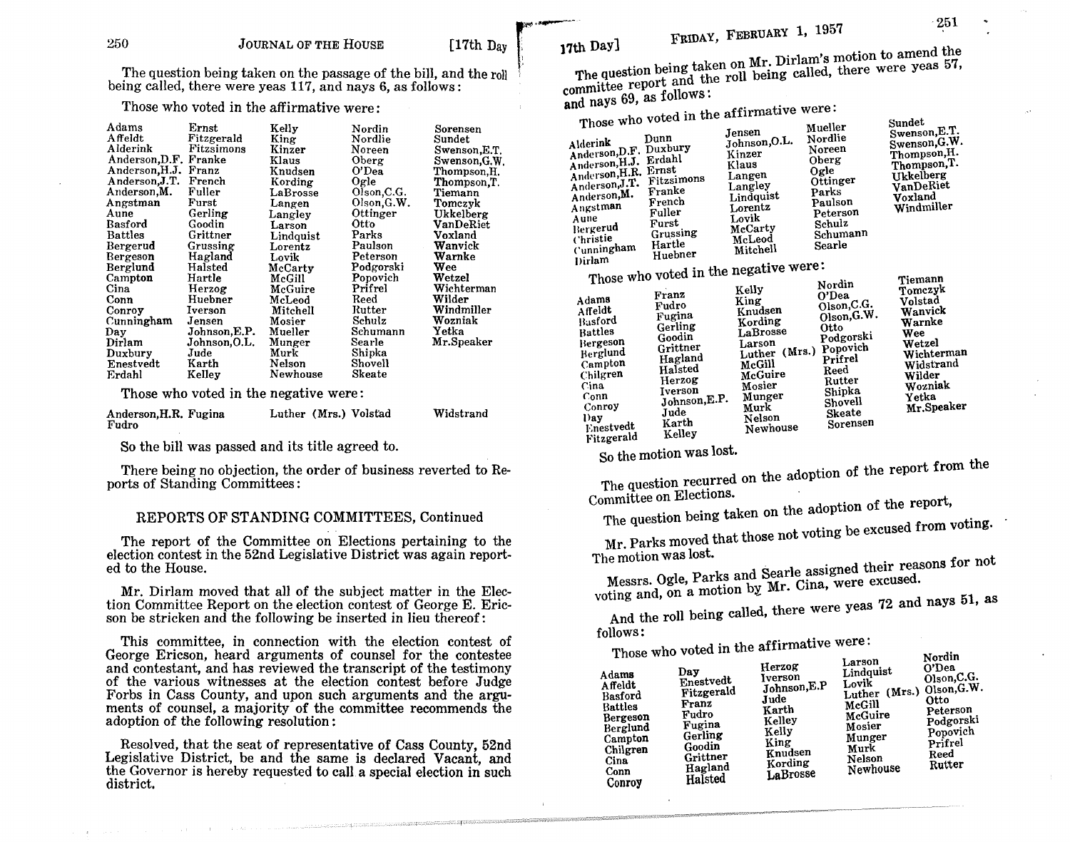The question being taken on the passage of the bill, and the roll being called, there were yeas 117, and nays 6, as follows:

Those who voted in the affirmative were:

| | | | | |
|---|---|---|---|---|
| Adams | Ernst | Kelly | Nordin | Sorensen |
| Affeldt | Fitzgerald | King | Nordlie | Sundet |
| Alderink | Fitzsimons | Kinzer | Noreen | Swenson,E.T. |
| Anderson,D.F. | Franke | Klaus | Oberg | Swenson,G.W. |
| Anderson,H.J. | Franz | Knudsen | O'Dea | Thompson,H. |
| Anderson,J.T. | French | Kording | Ogle | Thompson,T. |
| Anderson,M. | Fuller | LaBrosse | Olson,C.G. | Tiemann |
| Angstman | Furst | Langen | Olson,G.W. | Tomczyk |
| Aune | Gerling | Langley | Ottinger | Ukkelberg |
| Basford | Goodin | Larson | Otto | VanDeRiet |
| Battles | Grittner | Lindquist | Parks | Voxland |
| Bergerud | Grussing | Lorentz | Paulson | Wanvick |
| Bergeson | Hagland | Lovik | Peterson | Warnke |
| Berglund | Halsted | McCarty | Podgorski | Wee |
| Campton | Hartle | McGill | Popovich | Wetzel |
| Cina | Herzog | McGuire | Prifrel | Wichterman |
| Conn | Huebner | McLeod | Reed | Wilder |
| Conroy | Iverson | Mitchell | Rutter | Windmiller |
| Cunningham | Jensen | Mosier | Schulz | Wozniak |
| Day | Johnson,E.P. | Mueller | Schumann | Yetka |
| Dirlam | Johnson,O.L. | Munger | Searle | Mr.Speaker |
| Duxbury | Jude | Murk | Shipka | |
| Enestvedt | Karth | Nelson | Shovell | |
| Erdahl | Kelley | Newhouse | Skeate | |

Those who voted in the negative were:

| | | | | |
|---|---|---|---|---|
| Anderson,H.R. | Fugina | Luther (Mrs.) | Volstad | Widstrand |
| Fudro | | | | |

So the bill was passed and its title agreed to.

There being no objection, the order of business reverted to Reports of Standing Committees:

## REPORTS OF STANDING COMMITTEES, Continued

The report of the Committee on Elections pertaining to the election contest in the 52nd Legislative District was again reported to the House.

Mr. Dirlam moved that all of the subject matter in the Election Committee Report on the election contest of George E. Ericson be stricken and the following be inserted in lieu thereof:

This committee, in connection with the election contest of George Ericson, heard arguments of counsel for the contestee and contestant, and has reviewed the transcript of the testimony of the various witnesses at the election contest before Judge Forbs in Cass County, and upon such arguments and the arguments of counsel, a majority of the committee recommends the adoption of the following resolution:

Resolved, that the seat of representative of Cass County, 52nd Legislative District, be and the same is declared Vacant, and the Governor is hereby requested to call a special election in such district.

The question being taken on Mr. Dirlam's motion to amend the committee report and the roll being called, there were yeas 57, and nays 69, as follows:

Those who voted in the affirmative were:

| | | | | |
|---|---|---|---|---|
| Alderink | Dunn | Jensen | Mueller | Sundet |
| Anderson,D.F. | Duxbury | Johnson,O.L. | Nordlie | Swenson,E.T. |
| Anderson,H.J. | Erdahl | Kinzer | Noreen | Swenson,G.W. |
| Anderson,H.R. | Ernst | Klaus | Oberg | Thompson,H. |
| Anderson,J.T. | Fitzsimons | Langen | Ogle | Thompson,T. |
| Anderson,M. | Franke | Langley | Ottinger | Ukkelberg |
| Angstman | French | Lindquist | Parks | VanDeRiet |
| Aune | Fuller | Lorentz | Paulson | Voxland |
| Bergerud | Furst | Lovik | Peterson | Windmiller |
| Christie | Grussing | McCarty | Schulz | |
| Cunningham | Hartle | McLeod | Schumann | |
| Dirlam | Huebner | Mitchell | Searle | |

Those who voted in the negative were:

| | | | | |
|---|---|---|---|---|
| Adams | Franz | Kelly | Nordin | Tiemann |
| Affeldt | Fudro | King | O'Dea | Tomczyk |
| Basford | Fugina | Knudsen | Olson,C.G. | Volstad |
| Battles | Gerling | Kording | Olson,G.W. | Wanvick |
| Bergeson | Goodin | LaBrosse | Otto | Warnke |
| Berglund | Grittner | Larson | Podgorski | Wee |
| Campton | Hagland | Luther (Mrs.) | Popovich | Wetzel |
| Chilgren | Halsted | McGill | Prifrel | Wichterman |
| Cina | Herzog | McGuire | Reed | Widstrand |
| Conn | Iverson | Mosier | Rutter | Wilder |
| Conroy | Johnson,E.P. | Munger | Shipka | Wozniak |
| Day | Jude | Murk | Shovell | Yetka |
| Enestvedt | Karth | Nelson | Skeate | Mr.Speaker |
| Fitzgerald | Kelley | Newhouse | Sorensen | |

So the motion was lost.

The question recurred on the adoption of the report from the Committee on Elections.

The question being taken on the adoption of the report,

Mr. Parks moved that those not voting be excused from voting. The motion was lost.

Messrs. Ogle, Parks and Searle assigned their reasons for not voting and, on a motion by Mr. Cina, were excused.

And the roll being called, there were yeas 72 and nays 51, as follows:

Those who voted in the affirmative were:

| | | | | |
|---|---|---|---|---|
| Adams | Day | Herzog | Larson | Nordin |
| Affeldt | Enestvedt | Iverson | Lindquist | O'Dea |
| Basford | Fitzgerald | Johnson,E.P | Lovik | Olson,C.G. |
| Battles | Franz | Jude | Luther (Mrs.) | Olson,G.W. |
| Bergeson | Fudro | Karth | McGill | Otto |
| Berglund | Fugina | Kelley | McGuire | Peterson |
| Campton | Gerling | Kelly | Mosier | Podgorski |
| Chilgren | Goodin | King | Munger | Popovich |
| Cina | Grittner | Knudsen | Murk | Prifrel |
| Conn | Hagland | Kording | Nelson | Reed |
| Conroy | Halsted | LaBrosse | Newhouse | Rutter |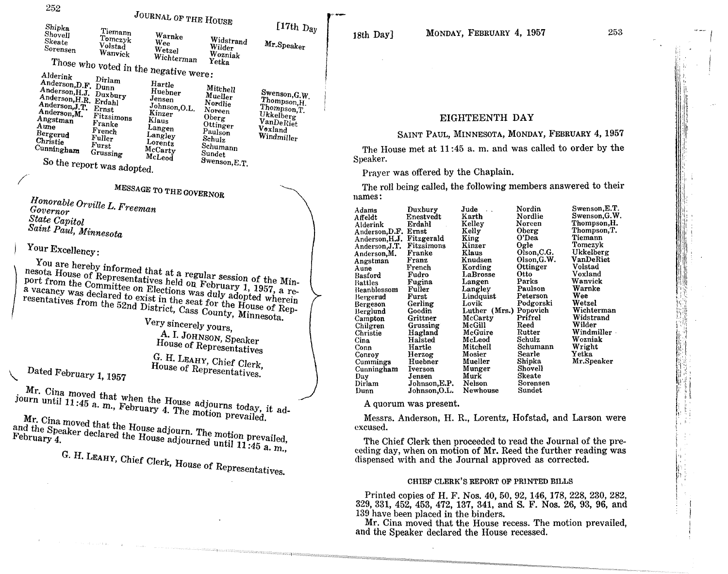| | | | | |
|---|---|---|---|---|
| Shipka | Tiemann | Warnke | Widstrand | Mr.Speaker |
| Shovell | Tomczyk | Wee | Wilder | |
| Skeate | Volstad | Wetzel | Wozniak | |
| Sorensen | Wanvick | Wichterman | Yetka | |

Those who voted in the negative were:

| | | | | |
|---|---|---|---|---|
| Alderink | Dirlam | Hartle | Mitchell | Swenson,G.W. |
| Anderson,D.F. | Dunn | Huebner | Mueller | Thompson,H. |
| Anderson,H.J. | Duxbury | Jensen | Nordlie | Thompson,T. |
| Anderson,H.R. | Erdahl | Johnson,O.L. | Noreen | Ukkelberg |
| Anderson,J.T. | Ernst | Kinzer | Oberg | VanDeRiet |
| Anderson,M. | Fitzsimons | Klaus | Ottinger | Voxland |
| Angstman | Franke | Langen | Paulson | Windmiller |
| Aune | French | Langley | Schulz | |
| Bergerud | Fuller | Lorentz | Schumann | |
| Christie | Furst | McCarty | Sundet | |
| Cunningham | Grussing | McLeod | Swenson,E.T. | |

So the report was adopted.

### MESSAGE TO THE GOVERNOR

*Honorable Orville L. Freeman*
*Governor*
*State Capitol*
*Saint Paul, Minnesota*

Your Excellency:

You are hereby informed that at a regular session of the Minnesota House of Representatives held on February 1, 1957, a report from the Committee on Elections was duly adopted wherein a vacancy was declared to exist in the seat for the House of Representatives from the 52nd District, Cass County, Minnesota.

Very sincerely yours,
A. I. JOHNSON, Speaker
House of Representatives

G. H. LEAHY, Chief Clerk,
House of Representatives.

Dated February 1, 1957

Mr. Cina moved that when the House adjourns today, it adjourn until 11:45 a. m., February 4. The motion prevailed.

Mr. Cina moved that the House adjourn. The motion prevailed, and the Speaker declared the House adjourned until 11:45 a. m., February 4.

G. H. LEAHY, Chief Clerk, House of Representatives.

# EIGHTEENTH DAY

SAINT PAUL, MINNESOTA, MONDAY, FEBRUARY 4, 1957

The House met at 11:45 a. m. and was called to order by the Speaker.

Prayer was offered by the Chaplain.

The roll being called, the following members answered to their names:

| | | | | |
|---|---|---|---|---|
| Adams | Duxbury | Jude | Nordin | Swenson,E.T. |
| Affeldt | Enestvedt | Karth | Nordlie | Swenson,G.W. |
| Alderink | Erdahl | Kelley | Noreen | Thompson,H. |
| Anderson,D.F. | Ernst | Kelly | Oberg | Thompson,T. |
| Anderson,H.J. | Fitzgerald | King | O'Dea | Tiemann |
| Anderson,J.T. | Fitzsimons | Kinzer | Ogle | Tomczyk |
| Anderson,M. | Franke | Klaus | Olson,C.G. | Ukkelberg |
| Angstman | Franz | Knudsen | Olson,G.W. | VanDeRiet |
| Aune | French | Kording | Ottinger | Volstad |
| Basford | Fudro | LaBrosse | Otto | Voxland |
| Battles | Fugina | Langen | Parks | Wanvick |
| Beanblossom | Fuller | Langley | Paulson | Warnke |
| Bergerud | Furst | Lindquist | Peterson | Wee |
| Bergeson | Gerling | Lovik | Podgorski | Wetzel |
| Berglund | Goodin | Luther (Mrs.) | Popovich | Wichterman |
| Campton | Grittner | McCarty | Prifrel | Widstrand |
| Chilgren | Grussing | McGill | Reed | Wilder |
| Christie | Hagland | McGuire | Rutter | Windmiller |
| Cina | Halsted | McLeod | Schulz | Wozniak |
| Conn | Hartle | Mitchell | Schumann | Wright |
| Conroy | Herzog | Mosier | Searle | Yetka |
| Cummings | Huebner | Mueller | Shipka | Mr.Speaker |
| Cunningham | Iverson | Munger | Shovell | |
| Day | Jensen | Murk | Skeate | |
| Dirlam | Johnson,E.P. | Nelson | Sorensen | |
| Dunn | Johnson,O.L. | Newhouse | Sundet | |

A quorum was present.

Messrs. Anderson, H. R., Lorentz, Hofstad, and Larson were excused.

The Chief Clerk then proceeded to read the Journal of the preceding day, when on motion of Mr. Reed the further reading was dispensed with and the Journal approved as corrected.

### CHIEF CLERK'S REPORT OF PRINTED BILLS

Printed copies of H. F. Nos. 40, 50, 92, 146, 178, 228, 230, 282, 329, 331, 452, 453, 472, 137, 341, and S. F. Nos. 26, 93, 96, and 139 have been placed in the binders.

Mr. Cina moved that the House recess. The motion prevailed, and the Speaker declared the House recessed.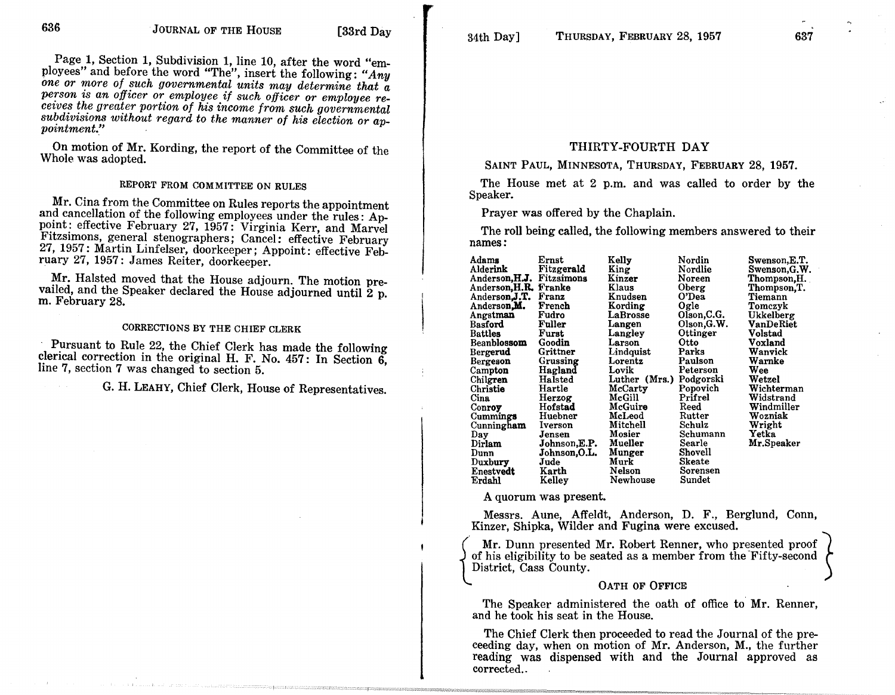Page 1, Section 1, Subdivision 1, line 10, after the word "employees" and before the word "The", insert the following: "*Any one or more of such governmental units may determine that a person is an officer or employee if such officer or employee receives the greater portion of his income from such governmental subdivisions without regard to the manner of his election or appointment.*"

On motion of Mr. Kording, the report of the Committee of the Whole was adopted.

### REPORT FROM COMMITTEE ON RULES

Mr. Cina from the Committee on Rules reports the appointment and cancellation of the following employees under the rules: Appoint: effective February 27, 1957: Virginia Kerr, and Marvel Fitzsimons, general stenographers; Cancel: effective February 27, 1957: Martin Linfelser, doorkeeper; Appoint: effective February 27, 1957: James Reiter, doorkeeper.

Mr. Halsted moved that the House adjourn. The motion prevailed, and the Speaker declared the House adjourned until 2 p. m. February 28.

### CORRECTIONS BY THE CHIEF CLERK

Pursuant to Rule 22, the Chief Clerk has made the following clerical correction in the original H. F. No. 457: In Section 6, line 7, section 7 was changed to section 5.

G. H. LEAHY, Chief Clerk, House of Representatives.

## THIRTY-FOURTH DAY

SAINT PAUL, MINNESOTA, THURSDAY, FEBRUARY 28, 1957.

The House met at 2 p.m. and was called to order by the Speaker.

Prayer was offered by the Chaplain.

The roll being called, the following members answered to their names:

| | | | | |
|---|---|---|---|---|
| Adams | Ernst | Kelly | Nordin | Swenson,E.T. |
| Alderink | Fitzgerald | King | Nordlie | Swenson,G.W. |
| Anderson,H.J. | Fitzsimons | Kinzer | Noreen | Thompson,H. |
| Anderson,H.R. | Franke | Klaus | Oberg | Thompson,T. |
| Anderson,J.T. | Franz | Knudsen | O'Dea | Tiemann |
| Anderson,M. | French | Kording | Ogle | Tomczyk |
| Angstman | Fudro | LaBrosse | Olson,C.G. | Ukkelberg |
| Basford | Fuller | Langen | Olson,G.W. | VanDeRiet |
| Battles | Furst | Langley | Ottinger | Volstad |
| Beanblossom | Goodin | Larson | Otto | Voxland |
| Bergerud | Grittner | Lindquist | Parks | Wanvick |
| Bergeson | Grussing | Lorentz | Paulson | Warnke |
| Campton | Hagland | Lovik | Peterson | Wee |
| Chilgren | Halsted | Luther (Mrs.) | Podgorski | Wetzel |
| Christie | Hartle | McCarty | Popovich | Wichterman |
| Cina | Herzog | McGill | Prifrel | Widstrand |
| Conroy | Hofstad | McGuire | Reed | Windmiller |
| Cummings | Huebner | McLeod | Rutter | Wozniak |
| Cunningham | Iverson | Mitchell | Schulz | Wright |
| Day | Jensen | Mosier | Schumann | Yetka |
| Dirlam | Johnson,E.P. | Mueller | Searle | Mr.Speaker |
| Dunn | Johnson,O.L. | Munger | Shovell | |
| Duxbury | Jude | Murk | Skeate | |
| Enestvedt | Karth | Nelson | Sorensen | |
| Erdahl | Kelley | Newhouse | Sundet | |

A quorum was present.

Messrs. Aune, Affeldt, Anderson, D. F., Berglund, Conn, Kinzer, Shipka, Wilder and Fugina were excused.

Mr. Dunn presented Mr. Robert Renner, who presented proof of his eligibility to be seated as a member from the Fifty-second District, Cass County.

### OATH OF OFFICE

The Speaker administered the oath of office to Mr. Renner, and he took his seat in the House.

The Chief Clerk then proceeded to read the Journal of the preceeding day, when on motion of Mr. Anderson, M., the further reading was dispensed with and the Journal approved as corrected..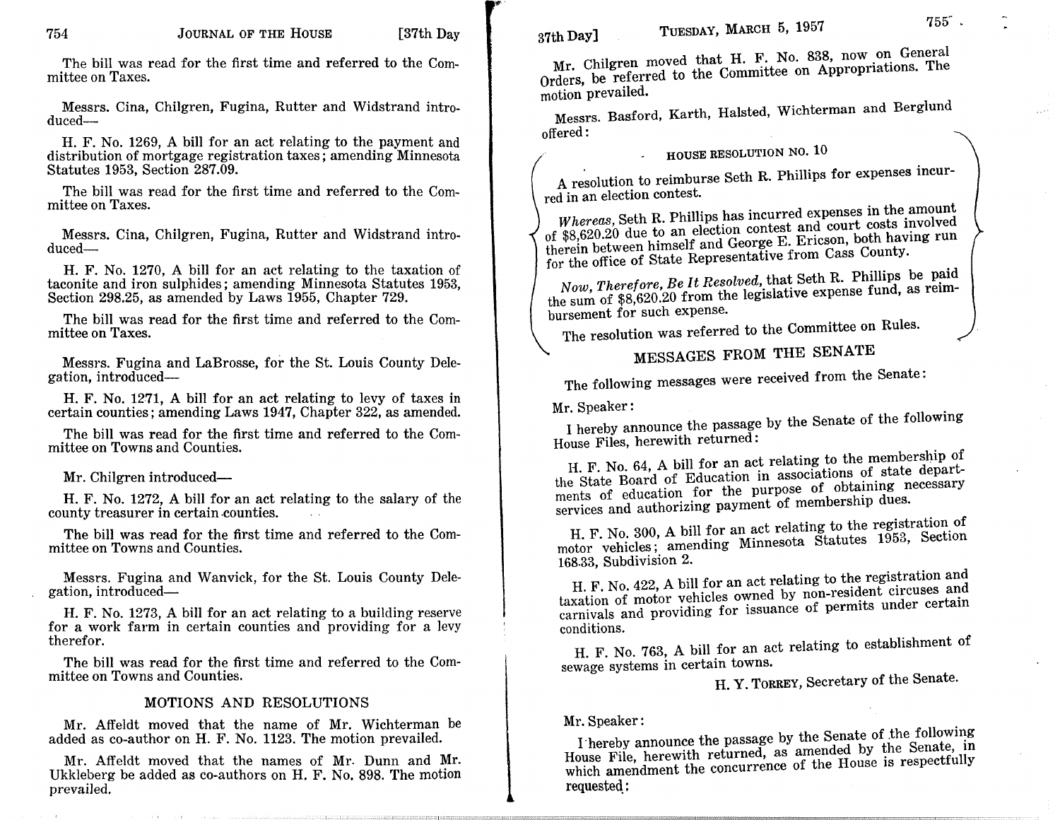The bill was read for the first time and referred to the Committee on Taxes.

Messrs. Cina, Chilgren, Fugina, Rutter and Widstrand introduced—

H. F. No. 1269, A bill for an act relating to the payment and distribution of mortgage registration taxes; amending Minnesota Statutes 1953, Section 287.09.

The bill was read for the first time and referred to the Committee on Taxes.

Messrs. Cina, Chilgren, Fugina, Rutter and Widstrand introduced—

H. F. No. 1270, A bill for an act relating to the taxation of taconite and iron sulphides; amending Minnesota Statutes 1953, Section 298.25, as amended by Laws 1955, Chapter 729.

The bill was read for the first time and referred to the Committee on Taxes.

Messrs. Fugina and LaBrosse, for the St. Louis County Delegation, introduced—

H. F. No. 1271, A bill for an act relating to levy of taxes in certain counties; amending Laws 1947, Chapter 322, as amended.

The bill was read for the first time and referred to the Committee on Towns and Counties.

Mr. Chilgren introduced—

H. F. No. 1272, A bill for an act relating to the salary of the county treasurer in certain counties.

The bill was read for the first time and referred to the Committee on Towns and Counties.

Messrs. Fugina and Wanvick, for the St. Louis County Delegation, introduced—

H. F. No. 1273, A bill for an act relating to a building reserve for a work farm in certain counties and providing for a levy therefor.

The bill was read for the first time and referred to the Committee on Towns and Counties.

## MOTIONS AND RESOLUTIONS

Mr. Affeldt moved that the name of Mr. Wichterman be added as co-author on H. F. No. 1123. The motion prevailed.

Mr. Affeldt moved that the names of Mr. Dunn and Mr. Ukkleberg be added as co-authors on H. F. No. 898. The motion prevailed.

Mr. Chilgren moved that H. F. No. 838, now on General Orders, be referred to the Committee on Appropriations. The motion prevailed.

Messrs. Basford, Karth, Halsted, Wichterman and Berglund offered:

### HOUSE RESOLUTION NO. 10

A resolution to reimburse Seth R. Phillips for expenses incurred in an election contest.

*Whereas*, Seth R. Phillips has incurred expenses in the amount of $8,620.20 due to an election contest and court costs involved therein between himself and George E. Ericson, both having run for the office of State Representative from Cass County.

*Now, Therefore, Be It Resolved*, that Seth R. Phillips be paid the sum of $8,620.20 from the legislative expense fund, as reimbursement for such expense.

The resolution was referred to the Committee on Rules.

## MESSAGES FROM THE SENATE

The following messages were received from the Senate:

Mr. Speaker:

I hereby announce the passage by the Senate of the following House Files, herewith returned:

H. F. No. 64, A bill for an act relating to the membership of the State Board of Education in associations of state departments of education for the purpose of obtaining necessary services and authorizing payment of membership dues.

H. F. No. 300, A bill for an act relating to the registration of motor vehicles; amending Minnesota Statutes 1953, Section 168.33, Subdivision 2.

H. F. No. 422, A bill for an act relating to the registration and taxation of motor vehicles owned by non-resident circuses and carnivals and providing for issuance of permits under certain conditions.

H. F. No. 763, A bill for an act relating to establishment of sewage systems in certain towns.

H. Y. Torrey, Secretary of the Senate.

Mr. Speaker:

I hereby announce the passage by the Senate of the following House File, herewith returned, as amended by the Senate, in which amendment the concurrence of the House is respectfully requested: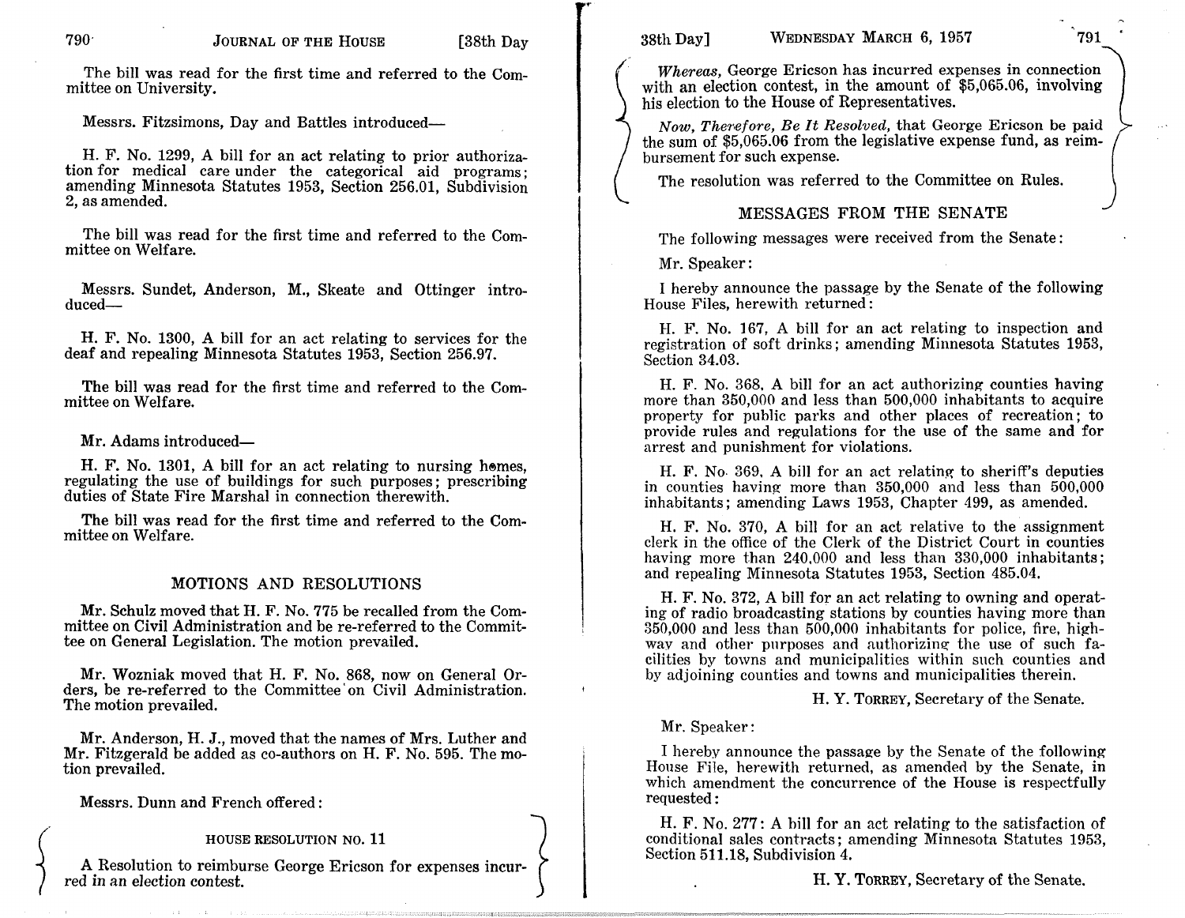The bill was read for the first time and referred to the Committee on University.

Messrs. Fitzsimons, Day and Battles introduced—

H. F. No. 1299, A bill for an act relating to prior authorization for medical care under the categorical aid programs; amending Minnesota Statutes 1953, Section 256.01, Subdivision 2, as amended.

The bill was read for the first time and referred to the Committee on Welfare.

Messrs. Sundet, Anderson, M., Skeate and Ottinger introduced—

H. F. No. 1300, A bill for an act relating to services for the deaf and repealing Minnesota Statutes 1953, Section 256.97.

The bill was read for the first time and referred to the Committee on Welfare.

Mr. Adams introduced—

H. F. No. 1301, A bill for an act relating to nursing homes, regulating the use of buildings for such purposes; prescribing duties of State Fire Marshal in connection therewith.

The bill was read for the first time and referred to the Committee on Welfare.

## MOTIONS AND RESOLUTIONS

Mr. Schulz moved that H. F. No. 775 be recalled from the Committee on Civil Administration and be re-referred to the Committee on General Legislation. The motion prevailed.

Mr. Wozniak moved that H. F. No. 868, now on General Orders, be re-referred to the Committee on Civil Administration. The motion prevailed.

Mr. Anderson, H. J., moved that the names of Mrs. Luther and Mr. Fitzgerald be added as co-authors on H. F. No. 595. The motion prevailed.

Messrs. Dunn and French offered:

### HOUSE RESOLUTION NO. 11

A Resolution to reimburse George Ericson for expenses incurred in an election contest.

*Whereas,* George Ericson has incurred expenses in connection with an election contest, in the amount of $5,065.06, involving his election to the House of Representatives.

*Now, Therefore, Be It Resolved,* that George Ericson be paid the sum of $5,065.06 from the legislative expense fund, as reimbursement for such expense.

The resolution was referred to the Committee on Rules.

## MESSAGES FROM THE SENATE

The following messages were received from the Senate:

Mr. Speaker:

I hereby announce the passage by the Senate of the following House Files, herewith returned:

H. F. No. 167, A bill for an act relating to inspection and registration of soft drinks; amending Minnesota Statutes 1953, Section 34.03.

H. F. No. 368, A bill for an act authorizing counties having more than 350,000 and less than 500,000 inhabitants to acquire property for public parks and other places of recreation; to provide rules and regulations for the use of the same and for arrest and punishment for violations.

H. F. No. 369, A bill for an act relating to sheriff's deputies in counties having more than 350,000 and less than 500,000 inhabitants; amending Laws 1953, Chapter 499, as amended.

H. F. No. 370, A bill for an act relative to the assignment clerk in the office of the Clerk of the District Court in counties having more than 240,000 and less than 330,000 inhabitants; and repealing Minnesota Statutes 1953, Section 485.04.

H. F. No. 372, A bill for an act relating to owning and operating of radio broadcasting stations by counties having more than 350,000 and less than 500,000 inhabitants for police, fire, highway and other purposes and authorizing the use of such facilities by towns and municipalities within such counties and by adjoining counties and towns and municipalities therein.

H. Y. Torrey, Secretary of the Senate.

Mr. Speaker:

I hereby announce the passage by the Senate of the following House File, herewith returned, as amended by the Senate, in which amendment the concurrence of the House is respectfully requested:

H. F. No. 277: A bill for an act relating to the satisfaction of conditional sales contracts; amending Minnesota Statutes 1953, Section 511.18, Subdivision 4.

H. Y. Torrey, Secretary of the Senate.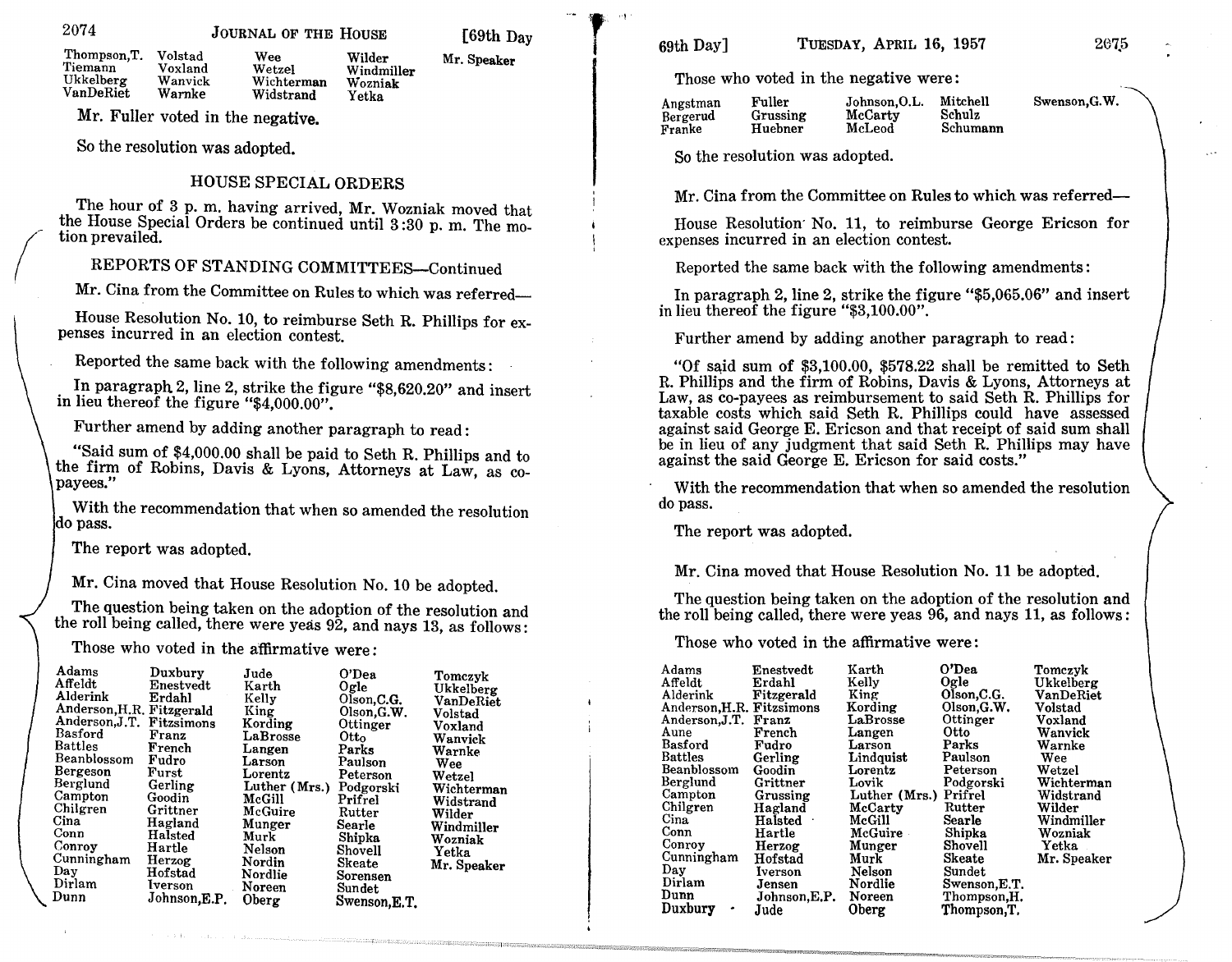| Thompson,T. | Volstad | Wee | Wilder | Mr. Speaker |
|---|---|---|---|---|
| Tiemann | Voxland | Wetzel | Windmiller | |
| Ukkelberg | Wanvick | Wichterman | Wozniak | |
| VanDeRiet | Warnke | Widstrand | Yetka | |

Mr. Fuller voted in the negative.

So the resolution was adopted.

## HOUSE SPECIAL ORDERS

The hour of 3 p. m. having arrived, Mr. Wozniak moved that the House Special Orders be continued until 3:30 p. m. The motion prevailed.

## REPORTS OF STANDING COMMITTEES—Continued

Mr. Cina from the Committee on Rules to which was referred—

House Resolution No. 10, to reimburse Seth R. Phillips for expenses incurred in an election contest.

Reported the same back with the following amendments:

In paragraph 2, line 2, strike the figure "$8,620.20" and insert in lieu thereof the figure "$4,000.00".

Further amend by adding another paragraph to read:

"Said sum of $4,000.00 shall be paid to Seth R. Phillips and to the firm of Robins, Davis & Lyons, Attorneys at Law, as co-payees."

With the recommendation that when so amended the resolution do pass.

The report was adopted.

Mr. Cina moved that House Resolution No. 10 be adopted.

The question being taken on the adoption of the resolution and the roll being called, there were yeas 92, and nays 13, as follows:

Those who voted in the affirmative were:

| Adams | Duxbury | Jude | O'Dea | Tomczyk |
|---|---|---|---|---|
| Affeldt | Enestvedt | Karth | Ogle | Ukkelberg |
| Alderink | Erdahl | Kelly | Olson,C.G. | VanDeRiet |
| Anderson,H.R. | Fitzgerald | King | Olson,G.W. | Volstad |
| Anderson,J.T. | Fitzsimons | Kording | Ottinger | Voxland |
| Basford | Franz | LaBrosse | Otto | Wanvick |
| Battles | French | Langen | Parks | Warnke |
| Beanblossom | Fudro | Larson | Paulson | Wee |
| Bergeson | Furst | Lorentz | Peterson | Wetzel |
| Berglund | Gerling | Luther (Mrs.) | Podgorski | Wichterman |
| Campton | Goodin | McGill | Prifrel | Widstrand |
| Chilgren | Grittner | McGuire | Rutter | Wilder |
| Cina | Hagland | Munger | Searle | Windmiller |
| Conn | Halsted | Murk | Shipka | Wozniak |
| Conroy | Hartle | Nelson | Shovell | Yetka |
| Cunningham | Herzog | Nordin | Skeate | Mr. Speaker |
| Day | Hofstad | Nordlie | Sorensen | |
| Dirlam | Iverson | Noreen | Sundet | |
| Dunn | Johnson,E.P. | Oberg | Swenson,E.T. | |

Those who voted in the negative were:

| Angstman | Fuller | Johnson,O.L. | Mitchell | Swenson,G.W. |
|---|---|---|---|---|
| Bergerud | Grussing | McCarty | Schulz | |
| Franke | Huebner | McLeod | Schumann | |

So the resolution was adopted.

Mr. Cina from the Committee on Rules to which was referred—

House Resolution No. 11, to reimburse George Ericson for expenses incurred in an election contest.

Reported the same back with the following amendments:

In paragraph 2, line 2, strike the figure "$5,065.06" and insert in lieu thereof the figure "$3,100.00".

Further amend by adding another paragraph to read:

"Of said sum of $3,100.00, $578.22 shall be remitted to Seth R. Phillips and the firm of Robins, Davis & Lyons, Attorneys at Law, as co-payees as reimbursement to said Seth R. Phillips for taxable costs which said Seth R. Phillips could have assessed against said George E. Ericson and that receipt of said sum shall be in lieu of any judgment that said Seth R. Phillips may have against the said George E. Ericson for said costs."

With the recommendation that when so amended the resolution do pass.

The report was adopted.

Mr. Cina moved that House Resolution No. 11 be adopted.

The question being taken on the adoption of the resolution and the roll being called, there were yeas 96, and nays 11, as follows:

Those who voted in the affirmative were:

| Adams | Enestvedt | Karth | O'Dea | Tomczyk |
|---|---|---|---|---|
| Affeldt | Erdahl | Kelly | Ogle | Ukkelberg |
| Alderink | Fitzgerald | King | Olson,C.G. | VanDeRiet |
| Anderson,H.R. | Fitzsimons | Kording | Olson,G.W. | Volstad |
| Anderson,J.T. | Franz | LaBrosse | Ottinger | Voxland |
| Aune | French | Langen | Otto | Wanvick |
| Basford | Fudro | Larson | Parks | Warnke |
| Battles | Gerling | Lindquist | Paulson | Wee |
| Beanblossom | Goodin | Lorentz | Peterson | Wetzel |
| Berglund | Grittner | Lovik | Podgorski | Wichterman |
| Campton | Grussing | Luther (Mrs.) | Prifrel | Widstrand |
| Chilgren | Hagland | McCarty | Rutter | Wilder |
| Cina | Halsted | McGill | Searle | Windmiller |
| Conn | Hartle | McGuire | Shipka | Wozniak |
| Conroy | Herzog | Munger | Shovell | Yetka |
| Cunningham | Hofstad | Murk | Skeate | Mr. Speaker |
| Day | Iverson | Nelson | Sundet | |
| Dirlam | Jensen | Nordlie | Swenson,E.T. | |
| Dunn | Johnson,E.P. | Noreen | Thompson,H. | |
| Duxbury | Jude | Oberg | Thompson,T. | |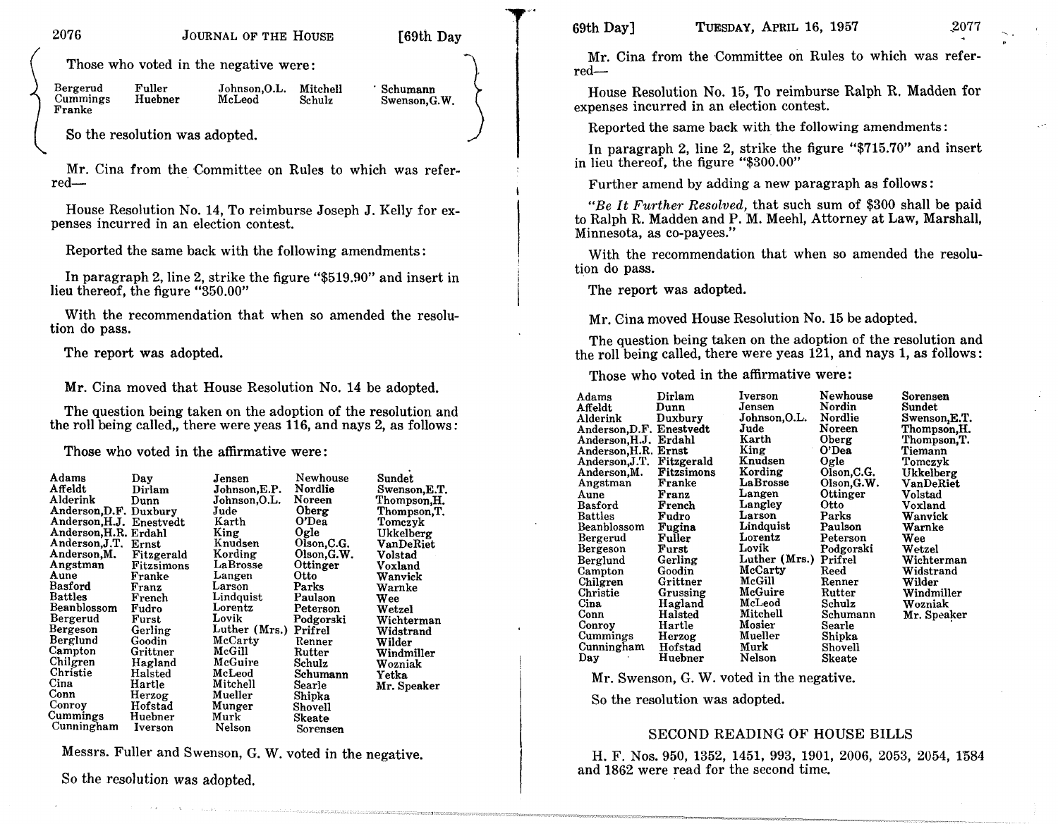Those who voted in the negative were:

| | | | | |
|---|---|---|---|---|
| Bergerud | Fuller | Johnson,O.L. | Mitchell | Schumann |
| Cummings | Huebner | McLeod | Schulz | Swenson,G.W. |
| Franke | | | | |

So the resolution was adopted.

Mr. Cina from the Committee on Rules to which was referred—

House Resolution No. 14, To reimburse Joseph J. Kelly for expenses incurred in an election contest.

Reported the same back with the following amendments:

In paragraph 2, line 2, strike the figure "$519.90" and insert in lieu thereof, the figure "350.00"

With the recommendation that when so amended the resolution do pass.

The report was adopted.

Mr. Cina moved that House Resolution No. 14 be adopted.

The question being taken on the adoption of the resolution and the roll being called,, there were yeas 116, and nays 2, as follows:

Those who voted in the affirmative were:

| | | | | |
|---|---|---|---|---|
| Adams | Day | Jensen | Newhouse | Sundet |
| Affeldt | Dirlam | Johnson,E.P. | Nordlie | Swenson,E.T. |
| Alderink | Dunn | Johnson,O.L. | Noreen | Thompson,H. |
| Anderson,D.F. | Duxbury | Jude | Oberg | Thompson,T. |
| Anderson,H.J. | Enestvedt | Karth | O'Dea | Tomczyk |
| Anderson,H.R. | Erdahl | King | Ogle | Ukkelberg |
| Anderson,J.T. | Ernst | Knudsen | Olson,C.G. | VanDeRiet |
| Anderson,M. | Fitzgerald | Kording | Olson,G.W. | Volstad |
| Angstman | Fitzsimons | LaBrosse | Ottinger | Voxland |
| Aune | Franke | Langen | Otto | Wanvick |
| Basford | Franz | Larson | Parks | Warnke |
| Battles | French | Lindquist | Paulson | Wee |
| Beanblossom | Fudro | Lorentz | Peterson | Wetzel |
| Bergerud | Furst | Lovik | Podgorski | Wichterman |
| Bergeson | Gerling | Luther (Mrs.) | Prifrel | Widstrand |
| Berglund | Goodin | McCarty | Renner | Wilder |
| Campton | Grittner | McGill | Rutter | Windmiller |
| Chilgren | Hagland | McGuire | Schulz | Wozniak |
| Christie | Halsted | McLeod | Schumann | Yetka |
| Cina | Hartle | Mitchell | Searle | Mr. Speaker |
| Conn | Herzog | Mueller | Shipka | |
| Conroy | Hofstad | Munger | Shovell | |
| Cummings | Huebner | Murk | Skeate | |
| Cunningham | Iverson | Nelson | Sorensen | |

Messrs. Fuller and Swenson, G. W. voted in the negative.

So the resolution was adopted.

Mr. Cina from the Committee on Rules to which was referred—

House Resolution No. 15, To reimburse Ralph R. Madden for expenses incurred in an election contest.

Reported the same back with the following amendments:

In paragraph 2, line 2, strike the figure "$715.70" and insert in lieu thereof, the figure "$300.00"

Further amend by adding a new paragraph as follows:

"*Be It Further Resolved*, that such sum of $300 shall be paid to Ralph R. Madden and P. M. Meehl, Attorney at Law, Marshall, Minnesota, as co-payees."

With the recommendation that when so amended the resolution do pass.

The report was adopted.

Mr. Cina moved House Resolution No. 15 be adopted.

The question being taken on the adoption of the resolution and the roll being called, there were yeas 121, and nays 1, as follows:

Those who voted in the affirmative were:

| | | | | |
|---|---|---|---|---|
| Adams | Dirlam | Iverson | Newhouse | Sorensen |
| Affeldt | Dunn | Jensen | Nordin | Sundet |
| Alderink | Duxbury | Johnson,O.L. | Nordlie | Swenson,E.T. |
| Anderson,D.F. | Enestvedt | Jude | Noreen | Thompson,H. |
| Anderson,H.J. | Erdahl | Karth | Oberg | Thompson,T. |
| Anderson,H.R. | Ernst | King | O'Dea | Tiemann |
| Anderson,J.T. | Fitzgerald | Knudsen | Ogle | Tomczyk |
| Anderson,M. | Fitzsimons | Kording | Olson,C.G. | Ukkelberg |
| Angstman | Franke | LaBrosse | Olson,G.W. | VanDeRiet |
| Aune | Franz | Langen | Ottinger | Volstad |
| Basford | French | Langley | Otto | Voxland |
| Battles | Fudro | Larson | Parks | Wanvick |
| Beanblossom | Fugina | Lindquist | Paulson | Warnke |
| Bergerud | Fuller | Lorentz | Peterson | Wee |
| Bergeson | Furst | Lovik | Podgorski | Wetzel |
| Berglund | Gerling | Luther (Mrs.) | Prifrel | Wichterman |
| Campton | Goodin | McCarty | Reed | Widstrand |
| Chilgren | Grittner | McGill | Renner | Wilder |
| Christie | Grussing | McGuire | Rutter | Windmiller |
| Cina | Hagland | McLeod | Schulz | Wozniak |
| Conn | Halsted | Mitchell | Schumann | Mr. Speaker |
| Conroy | Hartle | Mosier | Searle | |
| Cummings | Herzog | Mueller | Shipka | |
| Cunningham | Hofstad | Murk | Shovell | |
| Day | Huebner | Nelson | Skeate | |

Mr. Swenson, G. W. voted in the negative.

So the resolution was adopted.

## SECOND READING OF HOUSE BILLS

H. F. Nos. 950, 1352, 1451, 993, 1901, 2006, 2053, 2054, 1584 and 1862 were read for the second time.